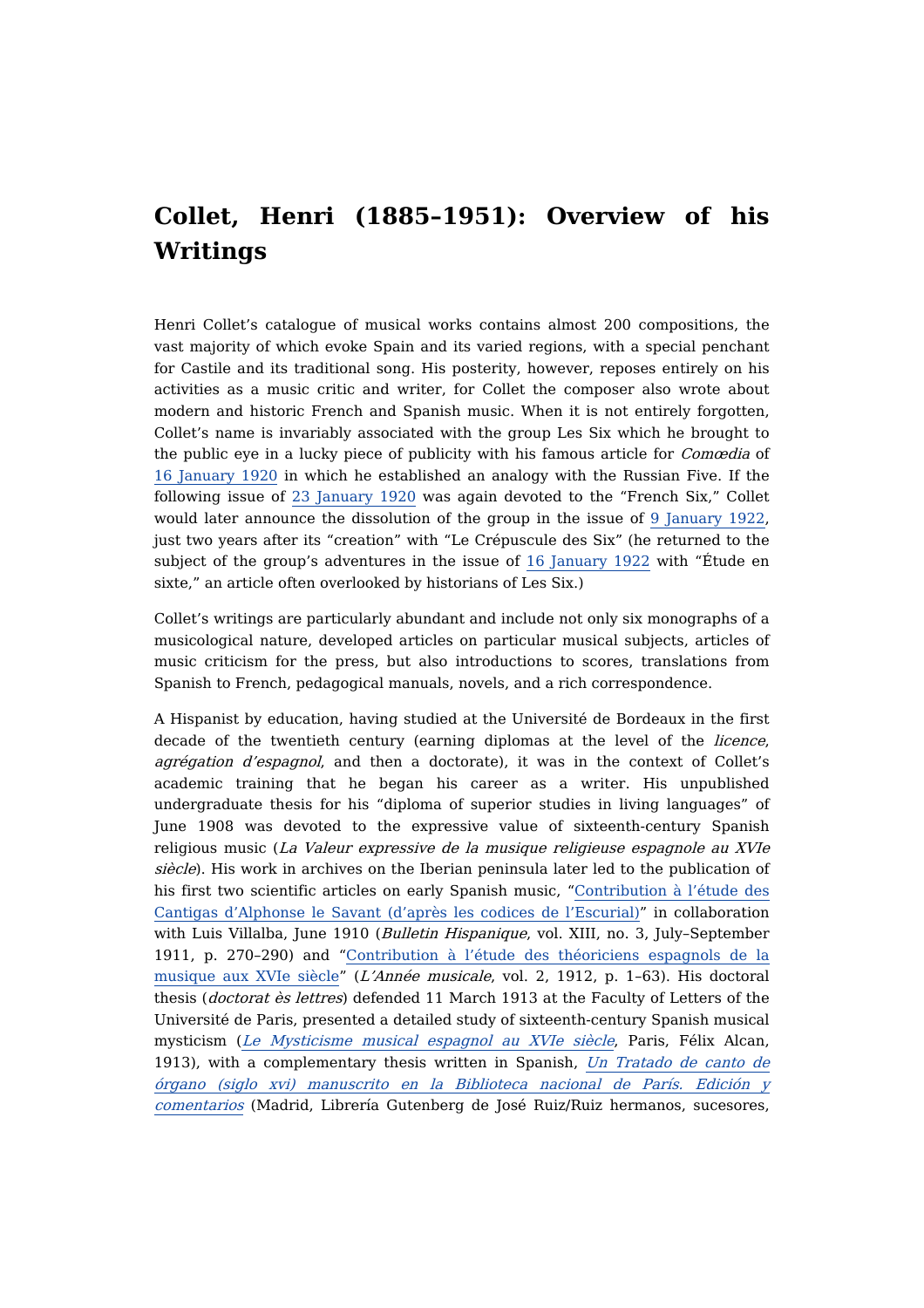# Collet, Henri (1885–1951): Overview of his Writings

Henri Collet's catalogue of musical works contains almost 200 compositions, the vast majority of which evoke Spain and its varied regions, with a special penchant for Castile and its traditional song. His posterity, however, reposes entirely on his activities as a music critic and writer, for Collet the composer also wrote about modern and historic French and Spanish music. When it is not entirely forgotten, Collet's name is invariably associated with the group Les Six which he brought to the public eye in a lucky piece of publicity with his famous article for *Comœdia* of 16 January 1920 in which he established an analogy with the Russian Five. If the following issue of 23 January 1920 was again devoted to the "French Six," Collet would later announce the dissolution of the group in the issue of 9 January 1922, just two years after its "creation" with "Le Crépuscule des Six" (he returned to the subject of the group's adventures in the issue of 16 January 1922 with "Étude en sixte," an article often overlooked by historians of Les Six.)

Collet's writings are particularly abundant and include not only six monographs of a musicological nature, developed articles on particular musical subjects, articles of music criticism for the press, but also introductions to scores, translations from Spanish to French, pedagogical manuals, novels, and a rich correspondence.

A Hispanist by education, having studied at the Université de Bordeaux in the first decade of the twentieth century (earning diplomas at the level of the *licence*, *agrégation d'espagnol*, and then a doctorate), it was in the context of Collet's academic training that he began his career as a writer. His unpublished undergraduate thesis for his "diploma of superior studies in living languages" of June 1908 was devoted to the expressive value of sixteenth-century Spanish religious music (*La Valeur expressive de la musique religieuse espagnole au XVIe siècle*). His work in archives on the Iberian peninsula later led to the publication of his first two scientific articles on early Spanish music, "Contribution à l'étude des Cantigas d'Alphonse le Savant (d'après les codices de l'Escurial)" in collaboration with Luis Villalba, June 1910 (*Bulletin Hispanique*, vol. XIII, no. 3, July–September 1911, p. 270–290) and "Contribution à l'étude des théoriciens espagnols de la musique aux XVIe siècle" (*L'Année musicale*, vol. 2, 1912, p. 1–63). His doctoral thesis (*doctorat ès lettres*) defended 11 March 1913 at the Faculty of Letters of the Université de Paris, presented a detailed study of sixteenth-century Spanish musical mysticism (*Le Mysticisme musical espagnol au XVIe siècle*, Paris, Félix Alcan, 1913), with a complementary thesis written in Spanish, *Un Tratado de canto de órgano (siglo xvi) manuscrito en la Biblioteca nacional de París. Edición y comentarios* (Madrid, Librería Gutenberg de José Ruiz/Ruiz hermanos, sucesores,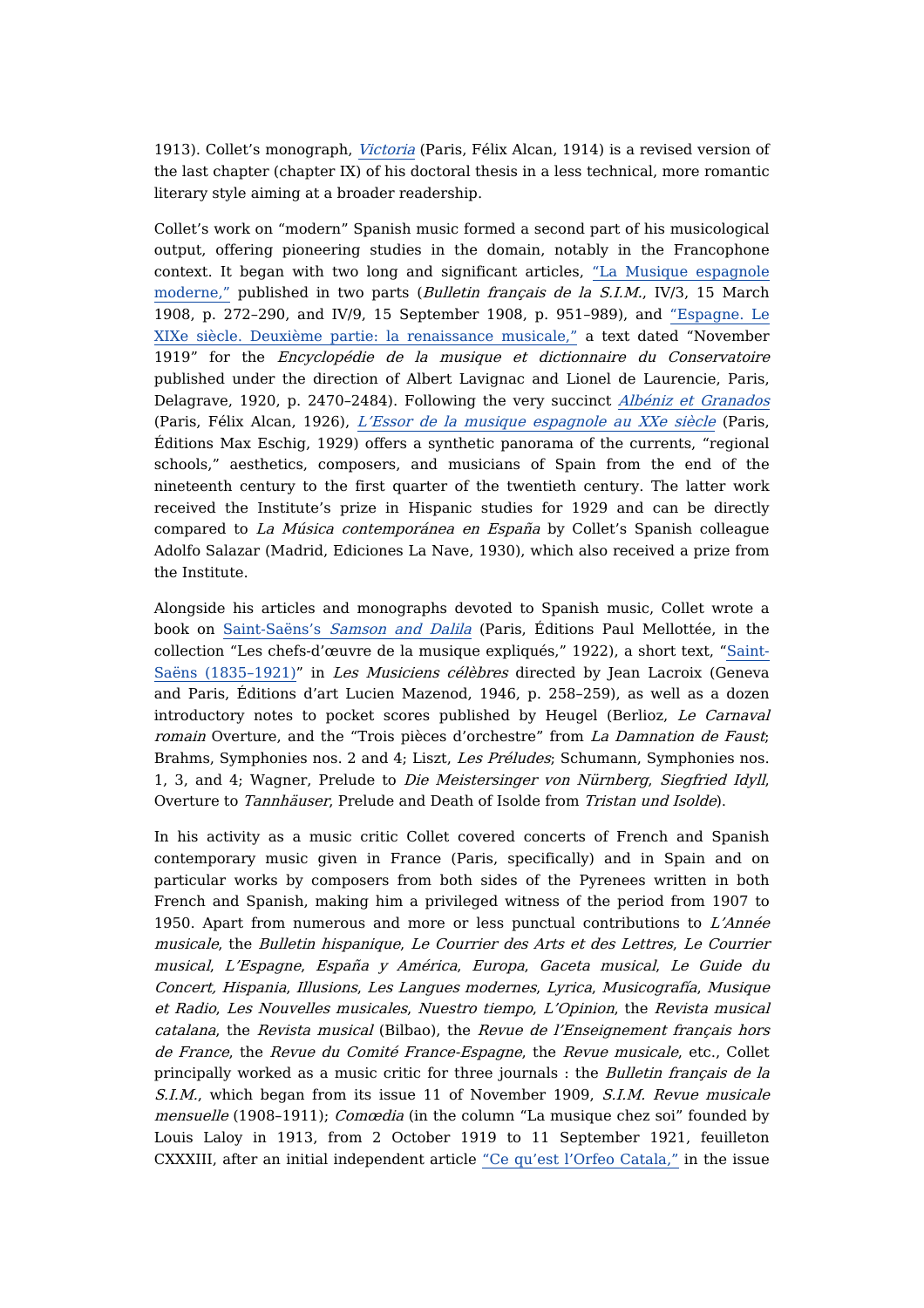1913). Collet's monograph, *Victoria* (Paris, Félix Alcan, 1914) is a revised version of the last chapter (chapter IX) of his doctoral thesis in a less technical, more romantic literary style aiming at a broader readership.

Collet's work on "modern" Spanish music formed a second part of his musicological output, offering pioneering studies in the domain, notably in the Francophone context. It began with two long and significant articles, "La Musique espagnole moderne," published in two parts (*Bulletin français de la S.I.M.*, IV/3, 15 March 1908, p. 272–290, and IV/9, 15 September 1908, p. 951–989), and "Espagne. Le XIXe siècle. Deuxième partie: la renaissance musicale," a text dated "November 1919" for the *Encyclopédie de la musique et dictionnaire du Conservatoire* published under the direction of Albert Lavignac and Lionel de Laurencie, Paris, Delagrave, 1920, p. 2470–2484). Following the very succinct *Albéniz et Granados* (Paris, Félix Alcan, 1926), *L'Essor de la musique espagnole au XXe siècle* (Paris, Éditions Max Eschig, 1929) offers a synthetic panorama of the currents, "regional schools," aesthetics, composers, and musicians of Spain from the end of the nineteenth century to the first quarter of the twentieth century. The latter work received the Institute's prize in Hispanic studies for 1929 and can be directly compared to *La Música contemporánea en España* by Collet's Spanish colleague Adolfo Salazar (Madrid, Ediciones La Nave, 1930), which also received a prize from the Institute.

Alongside his articles and monographs devoted to Spanish music, Collet wrote a book on Saint-Saëns's *Samson and Dalila* (Paris, Éditions Paul Mellottée, in the collection "Les chefs-d'œuvre de la musique expliqués," 1922), a short text, "Saint-Saëns (1835–1921)" in *Les Musiciens célèbres* directed by Jean Lacroix (Geneva and Paris, Éditions d'art Lucien Mazenod, 1946, p. 258–259), as well as a dozen introductory notes to pocket scores published by Heugel (Berlioz, *Le Carnaval romain* Overture, and the "Trois pièces d'orchestre" from *La Damnation de Faust*; Brahms, Symphonies nos. 2 and 4; Liszt, *Les Préludes*; Schumann, Symphonies nos. 1, 3, and 4; Wagner, Prelude to *Die Meistersinger von Nürnberg*, *Siegfried Idyll*, Overture to *Tannhäuser*, Prelude and Death of Isolde from *Tristan und Isolde*).

In his activity as a music critic Collet covered concerts of French and Spanish contemporary music given in France (Paris, specifically) and in Spain and on particular works by composers from both sides of the Pyrenees written in both French and Spanish, making him a privileged witness of the period from 1907 to 1950. Apart from numerous and more or less punctual contributions to *L'Année musicale*, the *Bulletin hispanique*, *Le Courrier des Arts et des Lettres*, *Le Courrier musical*, *L'Espagne*, *España y América*, *Europa*, *Gaceta musical*, *Le Guide du Concert*, *Hispania*, *Illusions*, *Les Langues modernes*, *Lyrica*, *Musicografía*, *Musique et Radio*, *Les Nouvelles musicales*, *Nuestro tiempo*, *L'Opinion*, the *Revista musical catalana*, the *Revista musical* (Bilbao), the *Revue de l'Enseignement français hors de France*, the *Revue du Comité France-Espagne*, the *Revue musicale*, etc., Collet principally worked as a music critic for three journals : the *Bulletin français de la S.I.M.*, which began from its issue 11 of November 1909, *S.I.M. Revue musicale mensuelle* (1908–1911); *Comœdia* (in the column "La musique chez soi" founded by Louis Laloy in 1913, from 2 October 1919 to 11 September 1921, feuilleton CXXXIII, after an initial independent article "Ce qu'est l'Orfeo Catala," in the issue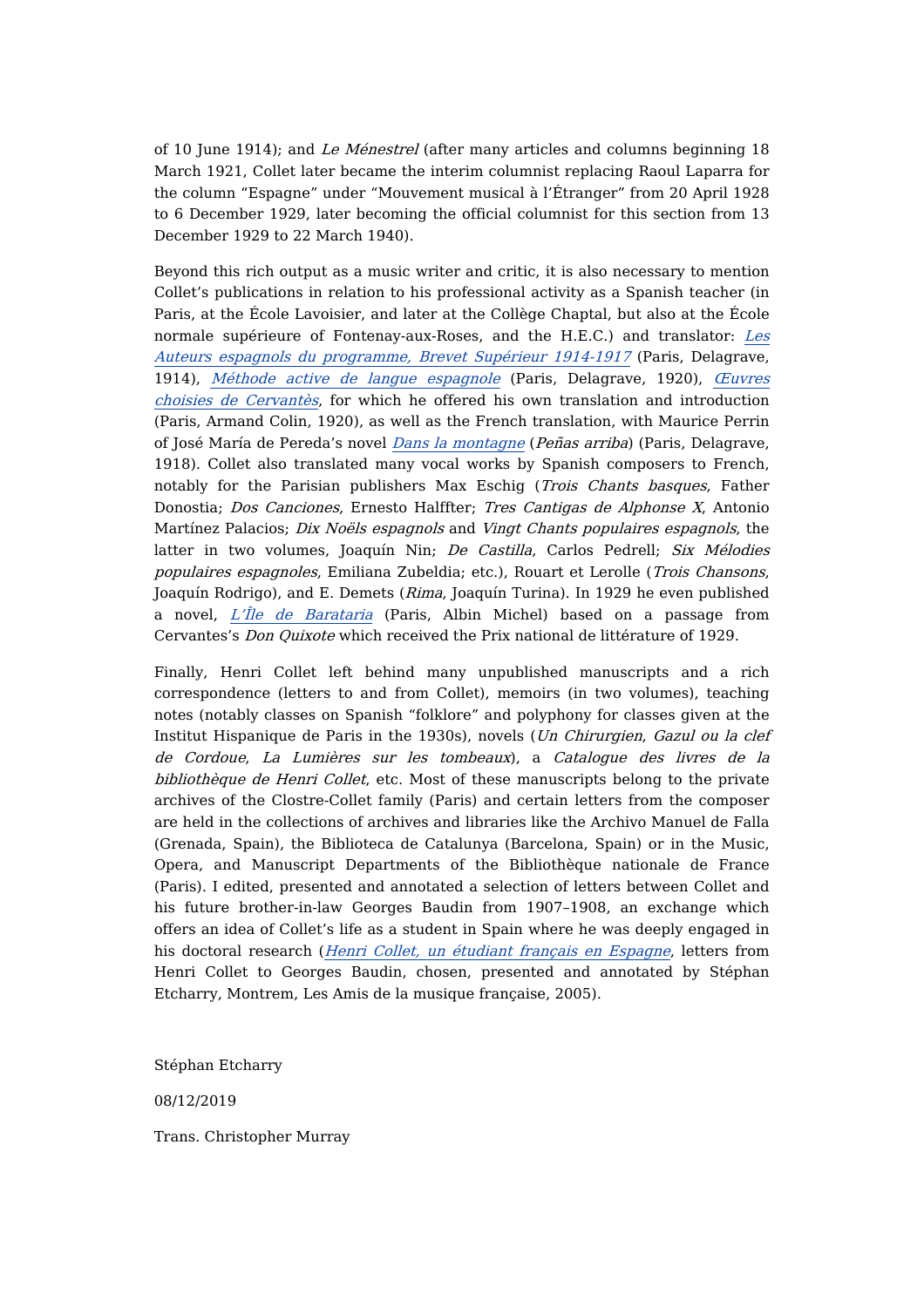of 10 June 1914); and *Le Ménestrel* (after many articles and columns beginning 18 March 1921, Collet later became the interim columnist replacing Raoul Laparra for the column "Espagne" under "Mouvement musical à l'Étranger" from 20 April 1928 to 6 December 1929, later becoming the official columnist for this section from 13 December 1929 to 22 March 1940).

Beyond this rich output as a music writer and critic, it is also necessary to mention Collet's publications in relation to his professional activity as a Spanish teacher (in Paris, at the École Lavoisier, and later at the Collège Chaptal, but also at the École normale supérieure of Fontenay-aux-Roses, and the H.E.C.) and translator: *Les Auteurs espagnols du programme, Brevet Supérieur 1914-1917* (Paris, Delagrave, 1914), *Méthode active de langue espagnole* (Paris, Delagrave, 1920), *Œuvres choisies de Cervantès*, for which he offered his own translation and introduction (Paris, Armand Colin, 1920), as well as the French translation, with Maurice Perrin of José María de Pereda's novel *Dans la montagne* (*Peñas arriba*) (Paris, Delagrave, 1918). Collet also translated many vocal works by Spanish composers to French, notably for the Parisian publishers Max Eschig (*Trois Chants basques*, Father Donostia; *Dos Canciones*, Ernesto Halffter; *Tres Cantigas de Alphonse X*, Antonio Martínez Palacios; *Dix Noëls espagnols* and *Vingt Chants populaires espagnols*, the latter in two volumes, Joaquín Nin; *De Castilla*, Carlos Pedrell; *Six Mélodies populaires espagnoles*, Emiliana Zubeldia; etc.), Rouart et Lerolle (*Trois Chansons*, Joaquín Rodrigo), and E. Demets (*Rima*, Joaquín Turina). In 1929 he even published a novel, *L'Île de Barataria* (Paris, Albin Michel) based on a passage from Cervantes's *Don Quixote* which received the Prix national de littérature of 1929.

Finally, Henri Collet left behind many unpublished manuscripts and a rich correspondence (letters to and from Collet), memoirs (in two volumes), teaching notes (notably classes on Spanish "folklore" and polyphony for classes given at the Institut Hispanique de Paris in the 1930s), novels (*Un Chirurgien*, *Gazul ou la clef de Cordoue*, *La Lumières sur les tombeaux*), a *Catalogue des livres de la bibliothèque de Henri Collet*, etc. Most of these manuscripts belong to the private archives of the Clostre-Collet family (Paris) and certain letters from the composer are held in the collections of archives and libraries like the Archivo Manuel de Falla (Grenada, Spain), the Biblioteca de Catalunya (Barcelona, Spain) or in the Music, Opera, and Manuscript Departments of the Bibliothèque nationale de France (Paris). I edited, presented and annotated a selection of letters between Collet and his future brother-in-law Georges Baudin from 1907–1908, an exchange which offers an idea of Collet's life as a student in Spain where he was deeply engaged in his doctoral research (*Henri Collet, un étudiant français en Espagne*, letters from Henri Collet to Georges Baudin, chosen, presented and annotated by Stéphan Etcharry, Montrem, Les Amis de la musique française, 2005).

Stéphan Etcharry

08/12/2019

Trans. Christopher Murray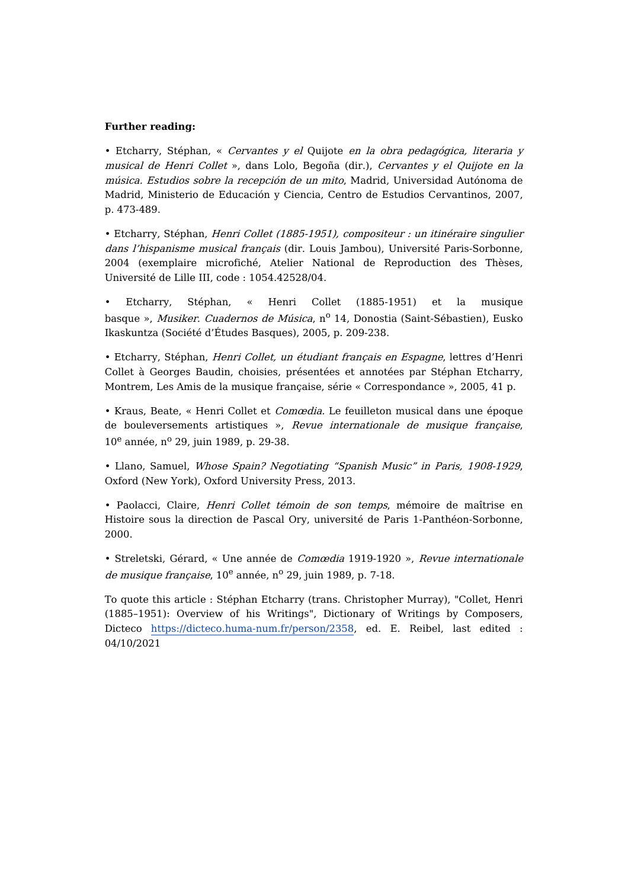**Further reading:**

- Etcharry, Stéphan, « *Cervantes y el* Quijote *en la obra pedagógica, literaria y musical de Henri Collet* », dans Lolo, Begoña (dir.), *Cervantes y el Quijote en la música. Estudios sobre la recepción de un mito*, Madrid, Universidad Autónoma de Madrid, Ministerio de Educación y Ciencia, Centro de Estudios Cervantinos, 2007, p. 473-489.

- Etcharry, Stéphan, *Henri Collet (1885-1951), compositeur : un itinéraire singulier dans l'hispanisme musical français* (dir. Louis Jambou), Université Paris-Sorbonne, 2004 (exemplaire microfiché, Atelier National de Reproduction des Thèses, Université de Lille III, code : 1054.42528/04.

- Etcharry, Stéphan, « Henri Collet (1885-1951) et la musique basque », *Musiker. Cuadernos de Música*, n^o 14, Donostia (Saint-Sébastien), Eusko Ikaskuntza (Société d'Études Basques), 2005, p. 209-238.

- Etcharry, Stéphan, *Henri Collet, un étudiant français en Espagne*, lettres d'Henri Collet à Georges Baudin, choisies, présentées et annotées par Stéphan Etcharry, Montrem, Les Amis de la musique française, série « Correspondance », 2005, 41 p.

- Kraus, Beate, « Henri Collet et *Comœdia*. Le feuilleton musical dans une époque de bouleversements artistiques », *Revue internationale de musique française*, 10^e année, n^o 29, juin 1989, p. 29-38.

- Llano, Samuel, *Whose Spain? Negotiating "Spanish Music" in Paris, 1908-1929*, Oxford (New York), Oxford University Press, 2013.

- Paolacci, Claire, *Henri Collet témoin de son temps*, mémoire de maîtrise en Histoire sous la direction de Pascal Ory, université de Paris 1-Panthéon-Sorbonne, 2000.

- Streletski, Gérard, « Une année de *Comœdia* 1919-1920 », *Revue internationale de musique française*, 10^e année, n^o 29, juin 1989, p. 7-18.

To quote this article : Stéphan Etcharry (trans. Christopher Murray), "Collet, Henri (1885–1951): Overview of his Writings", Dictionary of Writings by Composers, Dicteco https://dicteco.huma-num.fr/person/2358, ed. E. Reibel, last edited : 04/10/2021